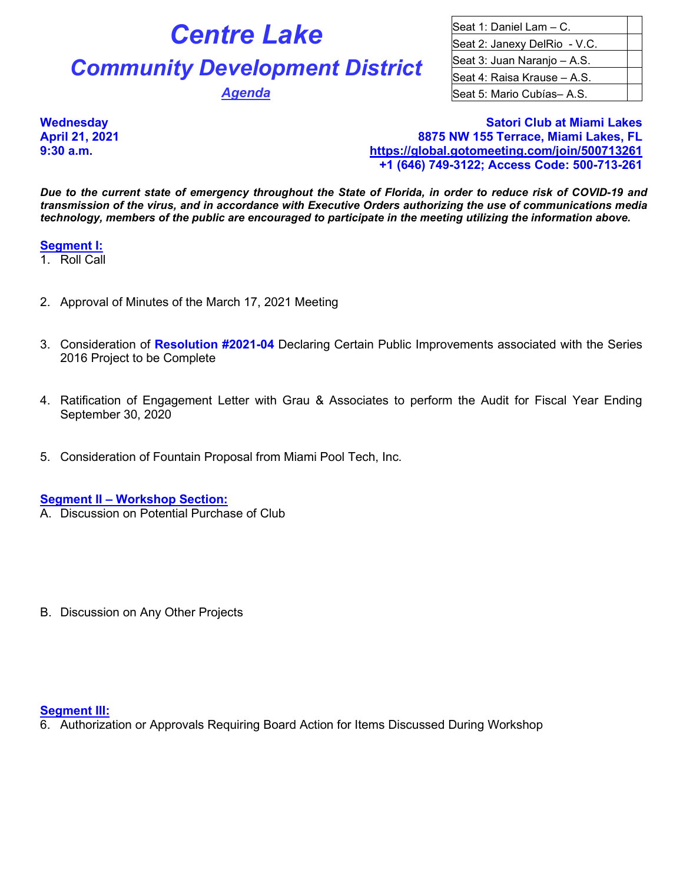# Centre Lake

# Community Development District

## Agenda

| | |
|---|---|
| Seat 1: Daniel Lam – C. | |
| Seat 2: Janexy DelRio - V.C. | |
| Seat 3: Juan Naranjo – A.S. | |
| Seat 4: Raisa Krause – A.S. | |
| Seat 5: Mario Cubías– A.S. | |

**Wednesday**
**April 21, 2021**
**9:30 a.m.**

**Satori Club at Miami Lakes**
**8875 NW 155 Terrace, Miami Lakes, FL**
**https://global.gotomeeting.com/join/500713261**
**+1 (646) 749-3122; Access Code: 500-713-261**

***Due to the current state of emergency throughout the State of Florida, in order to reduce risk of COVID-19 and transmission of the virus, and in accordance with Executive Orders authorizing the use of communications media technology, members of the public are encouraged to participate in the meeting utilizing the information above.***

**Segment I:**

1. Roll Call

2. Approval of Minutes of the March 17, 2021 Meeting

3. Consideration of **Resolution #2021-04** Declaring Certain Public Improvements associated with the Series 2016 Project to be Complete

4. Ratification of Engagement Letter with Grau & Associates to perform the Audit for Fiscal Year Ending September 30, 2020

5. Consideration of Fountain Proposal from Miami Pool Tech, Inc.

**Segment II – Workshop Section:**

A. Discussion on Potential Purchase of Club

B. Discussion on Any Other Projects

**Segment III:**

6. Authorization or Approvals Requiring Board Action for Items Discussed During Workshop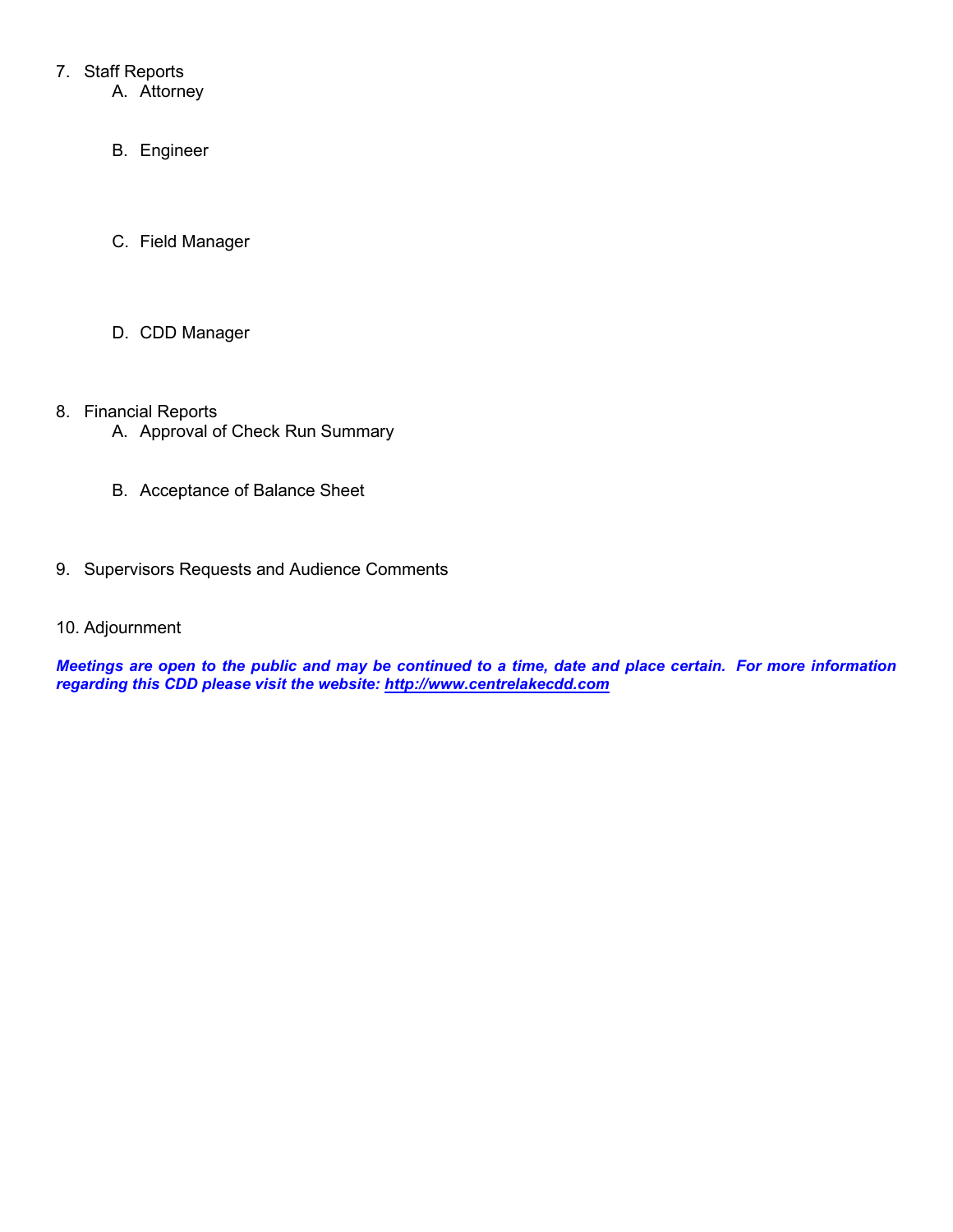7. Staff Reports
    A. Attorney

    B. Engineer

    C. Field Manager

    D. CDD Manager

8. Financial Reports
    A. Approval of Check Run Summary

    B. Acceptance of Balance Sheet

9. Supervisors Requests and Audience Comments

10. Adjournment

***Meetings are open to the public and may be continued to a time, date and place certain. For more information regarding this CDD please visit the website: http://www.centrelakecdd.com***